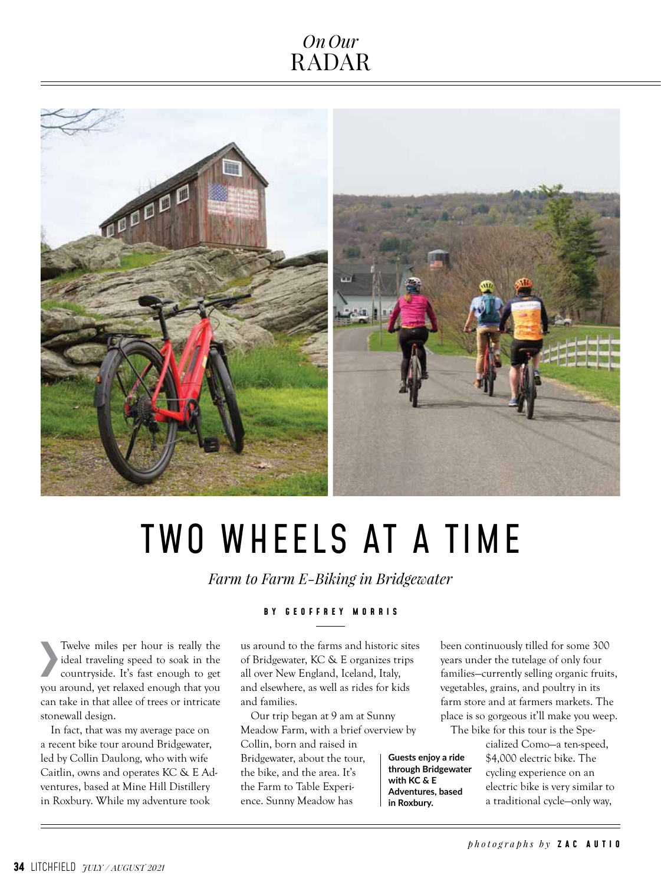*On Our*
RADAR

# TWO WHEELS AT A TIME

*Farm to Farm E-Biking in Bridgewater*

BY GEOFFREY MORRIS

Twelve miles per hour is really the ideal traveling speed to soak in the countryside. It's fast enough to get you around, yet relaxed enough that you can take in that allee of trees or intricate stonewall design.

In fact, that was my average pace on a recent bike tour around Bridgewater, led by Collin Daulong, who with wife Caitlin, owns and operates KC & E Adventures, based at Mine Hill Distillery in Roxbury. While my adventure took us around to the farms and historic sites of Bridgewater, KC & E organizes trips all over New England, Iceland, Italy, and elsewhere, as well as rides for kids and families.

Our trip began at 9 am at Sunny Meadow Farm, with a brief overview by Collin, born and raised in Bridgewater, about the tour, the bike, and the area. It's the Farm to Table Experience. Sunny Meadow has been continuously tilled for some 300 years under the tutelage of only four families—currently selling organic fruits, vegetables, grains, and poultry in its farm store and at farmers markets. The place is so gorgeous it'll make you weep.

The bike for this tour is the Specialized Como—a ten-speed, $4,000 electric bike. The cycling experience on an electric bike is very similar to a traditional cycle—only way,

**Guests enjoy a ride through Bridgewater with KC & E Adventures, based in Roxbury.**

*photographs by* ZAC AUTIO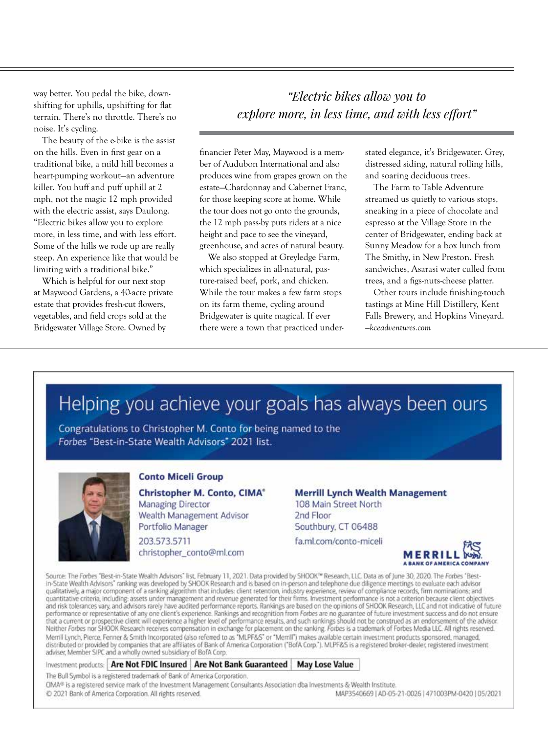way better. You pedal the bike, downshifting for uphills, upshifting for flat terrain. There's no throttle. There's no noise. It's cycling.

The beauty of the e-bike is the assist on the hills. Even in first gear on a traditional bike, a mild hill becomes a heart-pumping workout—an adventure killer. You huff and puff uphill at 2 mph, not the magic 12 mph provided with the electric assist, says Daulong. "Electric bikes allow you to explore more, in less time, and with less effort. Some of the hills we rode up are really steep. An experience like that would be limiting with a traditional bike."

*"Electric bikes allow you to explore more, in less time, and with less effort"*

Which is helpful for our next stop at Maywood Gardens, a 40-acre private estate that provides fresh-cut flowers, vegetables, and field crops sold at the Bridgewater Village Store. Owned by financier Peter May, Maywood is a member of Audubon International and also produces wine from grapes grown on the estate—Chardonnay and Cabernet Franc, for those keeping score at home. While the tour does not go onto the grounds, the 12 mph pass-by puts riders at a nice height and pace to see the vineyard, greenhouse, and acres of natural beauty.

We also stopped at Greyledge Farm, which specializes in all-natural, pasture-raised beef, pork, and chicken. While the tour makes a few farm stops on its farm theme, cycling around Bridgewater is quite magical. If ever there were a town that practiced understated elegance, it's Bridgewater. Grey, distressed siding, natural rolling hills, and soaring deciduous trees.

The Farm to Table Adventure streamed us quietly to various stops, sneaking in a piece of chocolate and espresso at the Village Store in the center of Bridgewater, ending back at Sunny Meadow for a box lunch from The Smithy, in New Preston. Fresh sandwiches, Asarasi water culled from trees, and a figs-nuts-cheese platter.

Other tours include finishing-touch tastings at Mine Hill Distillery, Kent Falls Brewery, and Hopkins Vineyard. *—kceadventures.com*

# Helping you achieve your goals has always been ours

Congratulations to Christopher M. Conto for being named to the *Forbes* "Best-in-State Wealth Advisors" 2021 list.

**Conto Miceli Group**

**Christopher M. Conto, CIMA®**
Managing Director
Wealth Management Advisor
Portfolio Manager
203.573.5711
christopher_conto@ml.com

**Merrill Lynch Wealth Management**
108 Main Street North
2nd Floor
Southbury, CT 06488
fa.ml.com/conto-miceli

MERRILL
A BANK OF AMERICA COMPANY

Source: The *Forbes* "Best-in-State Wealth Advisors" list, February 11, 2021. Data provided by SHOOK™ Research, LLC. Data as of June 30, 2020. The *Forbes* "Best-in-State Wealth Advisors" ranking was developed by SHOOK Research and is based on in-person and telephone due diligence meetings to evaluate each advisor qualitatively, a major component of a ranking algorithm that includes: client retention, industry experience, review of compliance records, firm nominations; and quantitative criteria, including: assets under management and revenue generated for their firms. Investment performance is not a criterion because client objectives and risk tolerances vary, and advisors rarely have audited performance reports. Rankings are based on the opinions of SHOOK Research, LLC and not indicative of future performance or representative of any one client's experience. Rankings and recognition from Forbes are no guarantee of future investment success and do not ensure that a current or prospective client will experience a higher level of performance results, and such rankings should not be construed as an endorsement of the advisor. Neither *Forbes* nor SHOOK Research receives compensation in exchange for placement on the ranking. *Forbes* is a trademark of Forbes Media LLC. All rights reserved.
Merrill Lynch, Pierce, Fenner & Smith Incorporated (also referred to as "MLPF&S" or "Merrill") makes available certain investment products sponsored, managed, distributed or provided by companies that are affiliates of Bank of America Corporation ("BofA Corp."). MLPF&S is a registered broker-dealer, registered investment adviser, Member SIPC and a wholly owned subsidiary of BofA Corp.

Investment products: **Are Not FDIC Insured** | **Are Not Bank Guaranteed** | **May Lose Value**

The Bull Symbol is a registered trademark of Bank of America Corporation.
CIMA® is a registered service mark of the Investment Management Consultants Association dba Investments & Wealth Institute.
© 2021 Bank of America Corporation. All rights reserved. MAP3540669 | AD-05-21-0026 | 471003PM-0420 | 05/2021